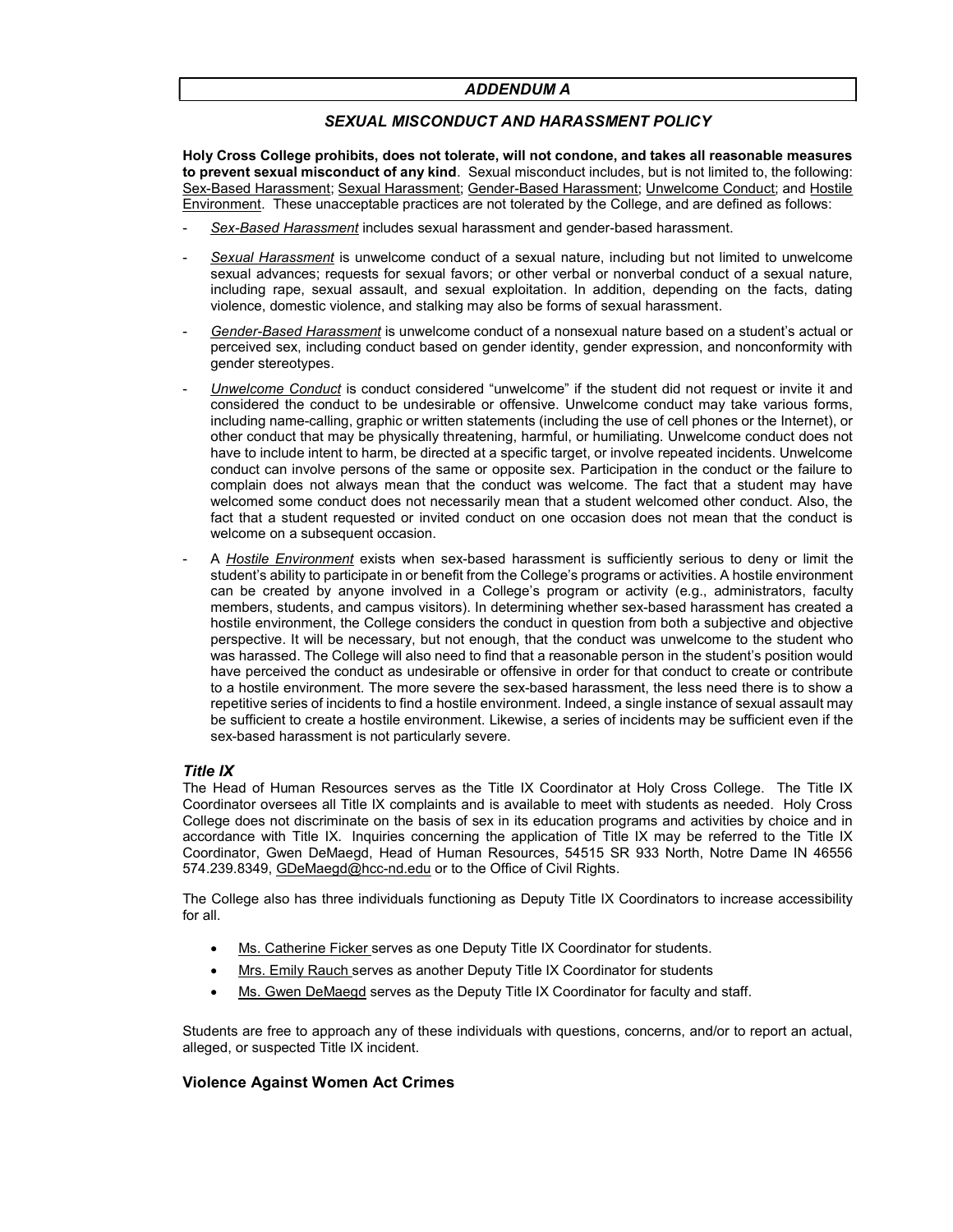## *ADDENDUM A*

### *SEXUAL MISCONDUCT AND HARASSMENT POLICY*

**Holy Cross College prohibits, does not tolerate, will not condone, and takes all reasonable measures to prevent sexual misconduct of any kind**. Sexual misconduct includes, but is not limited to, the following: Sex-Based Harassment; Sexual Harassment; Gender-Based Harassment; Unwelcome Conduct; and Hostile Environment. These unacceptable practices are not tolerated by the College, and are defined as follows:

- *Sex-Based Harassment* includes sexual harassment and gender-based harassment.
- *Sexual Harassment* is unwelcome conduct of a sexual nature, including but not limited to unwelcome sexual advances; requests for sexual favors; or other verbal or nonverbal conduct of a sexual nature, including rape, sexual assault, and sexual exploitation. In addition, depending on the facts, dating violence, domestic violence, and stalking may also be forms of sexual harassment.
- *Gender-Based Harassment* is unwelcome conduct of a nonsexual nature based on a student's actual or perceived sex, including conduct based on gender identity, gender expression, and nonconformity with gender stereotypes.
- *Unwelcome Conduct* is conduct considered "unwelcome" if the student did not request or invite it and considered the conduct to be undesirable or offensive. Unwelcome conduct may take various forms, including name-calling, graphic or written statements (including the use of cell phones or the Internet), or other conduct that may be physically threatening, harmful, or humiliating. Unwelcome conduct does not have to include intent to harm, be directed at a specific target, or involve repeated incidents. Unwelcome conduct can involve persons of the same or opposite sex. Participation in the conduct or the failure to complain does not always mean that the conduct was welcome. The fact that a student may have welcomed some conduct does not necessarily mean that a student welcomed other conduct. Also, the fact that a student requested or invited conduct on one occasion does not mean that the conduct is welcome on a subsequent occasion.
- A *Hostile Environment* exists when sex-based harassment is sufficiently serious to deny or limit the student's ability to participate in or benefit from the College's programs or activities. A hostile environment can be created by anyone involved in a College's program or activity (e.g., administrators, faculty members, students, and campus visitors). In determining whether sex-based harassment has created a hostile environment, the College considers the conduct in question from both a subjective and objective perspective. It will be necessary, but not enough, that the conduct was unwelcome to the student who was harassed. The College will also need to find that a reasonable person in the student's position would have perceived the conduct as undesirable or offensive in order for that conduct to create or contribute to a hostile environment. The more severe the sex-based harassment, the less need there is to show a repetitive series of incidents to find a hostile environment. Indeed, a single instance of sexual assault may be sufficient to create a hostile environment. Likewise, a series of incidents may be sufficient even if the sex-based harassment is not particularly severe.

### *Title IX*

The Head of Human Resources serves as the Title IX Coordinator at Holy Cross College. The Title IX Coordinator oversees all Title IX complaints and is available to meet with students as needed. Holy Cross College does not discriminate on the basis of sex in its education programs and activities by choice and in accordance with Title IX. Inquiries concerning the application of Title IX may be referred to the Title IX Coordinator, Gwen DeMaegd, Head of Human Resources, 54515 SR 933 North, Notre Dame IN 46556 574.239.8349, GDeMaegd@hcc-nd.edu or to the Office of Civil Rights.

The College also has three individuals functioning as Deputy Title IX Coordinators to increase accessibility for all.

- Ms. Catherine Ficker serves as one Deputy Title IX Coordinator for students.
- Mrs. Emily Rauch serves as another Deputy Title IX Coordinator for students
- Ms. Gwen DeMaegd serves as the Deputy Title IX Coordinator for faculty and staff.

Students are free to approach any of these individuals with questions, concerns, and/or to report an actual, alleged, or suspected Title IX incident.

### Violence Against Women Act Crimes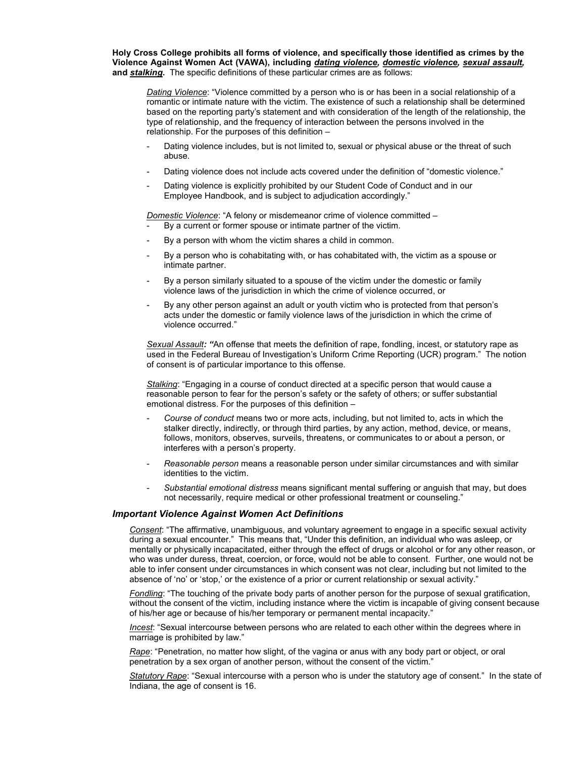**Holy Cross College prohibits all forms of violence, and specifically those identified as crimes by the Violence Against Women Act (VAWA), including *dating violence, domestic violence, sexual assault,* and *stalking*.** The specific definitions of these particular crimes are as follows:

*Dating Violence*: "Violence committed by a person who is or has been in a social relationship of a romantic or intimate nature with the victim. The existence of such a relationship shall be determined based on the reporting party's statement and with consideration of the length of the relationship, the type of relationship, and the frequency of interaction between the persons involved in the relationship. For the purposes of this definition –

- Dating violence includes, but is not limited to, sexual or physical abuse or the threat of such abuse.
- Dating violence does not include acts covered under the definition of "domestic violence."
- Dating violence is explicitly prohibited by our Student Code of Conduct and in our Employee Handbook, and is subject to adjudication accordingly."

*Domestic Violence*: "A felony or misdemeanor crime of violence committed –

- By a current or former spouse or intimate partner of the victim.
- By a person with whom the victim shares a child in common.
- By a person who is cohabitating with, or has cohabitated with, the victim as a spouse or intimate partner.
- By a person similarly situated to a spouse of the victim under the domestic or family violence laws of the jurisdiction in which the crime of violence occurred, or
- By any other person against an adult or youth victim who is protected from that person's acts under the domestic or family violence laws of the jurisdiction in which the crime of violence occurred."

*Sexual Assault: "*An offense that meets the definition of rape, fondling, incest, or statutory rape as used in the Federal Bureau of Investigation's Uniform Crime Reporting (UCR) program." The notion of consent is of particular importance to this offense.

*Stalking*: "Engaging in a course of conduct directed at a specific person that would cause a reasonable person to fear for the person's safety or the safety of others; or suffer substantial emotional distress. For the purposes of this definition –

- *Course of conduct* means two or more acts, including, but not limited to, acts in which the stalker directly, indirectly, or through third parties, by any action, method, device, or means, follows, monitors, observes, surveils, threatens, or communicates to or about a person, or interferes with a person's property.
- *Reasonable person* means a reasonable person under similar circumstances and with similar identities to the victim.
- *Substantial emotional distress* means significant mental suffering or anguish that may, but does not necessarily, require medical or other professional treatment or counseling."

### *Important Violence Against Women Act Definitions*

*Consent*: "The affirmative, unambiguous, and voluntary agreement to engage in a specific sexual activity during a sexual encounter." This means that, "Under this definition, an individual who was asleep, or mentally or physically incapacitated, either through the effect of drugs or alcohol or for any other reason, or who was under duress, threat, coercion, or force, would not be able to consent. Further, one would not be able to infer consent under circumstances in which consent was not clear, including but not limited to the absence of 'no' or 'stop,' or the existence of a prior or current relationship or sexual activity."

*Fondling*: "The touching of the private body parts of another person for the purpose of sexual gratification, without the consent of the victim, including instance where the victim is incapable of giving consent because of his/her age or because of his/her temporary or permanent mental incapacity."

*Incest*: "Sexual intercourse between persons who are related to each other within the degrees where in marriage is prohibited by law."

*Rape*: "Penetration, no matter how slight, of the vagina or anus with any body part or object, or oral penetration by a sex organ of another person, without the consent of the victim."

*Statutory Rape*: "Sexual intercourse with a person who is under the statutory age of consent." In the state of Indiana, the age of consent is 16.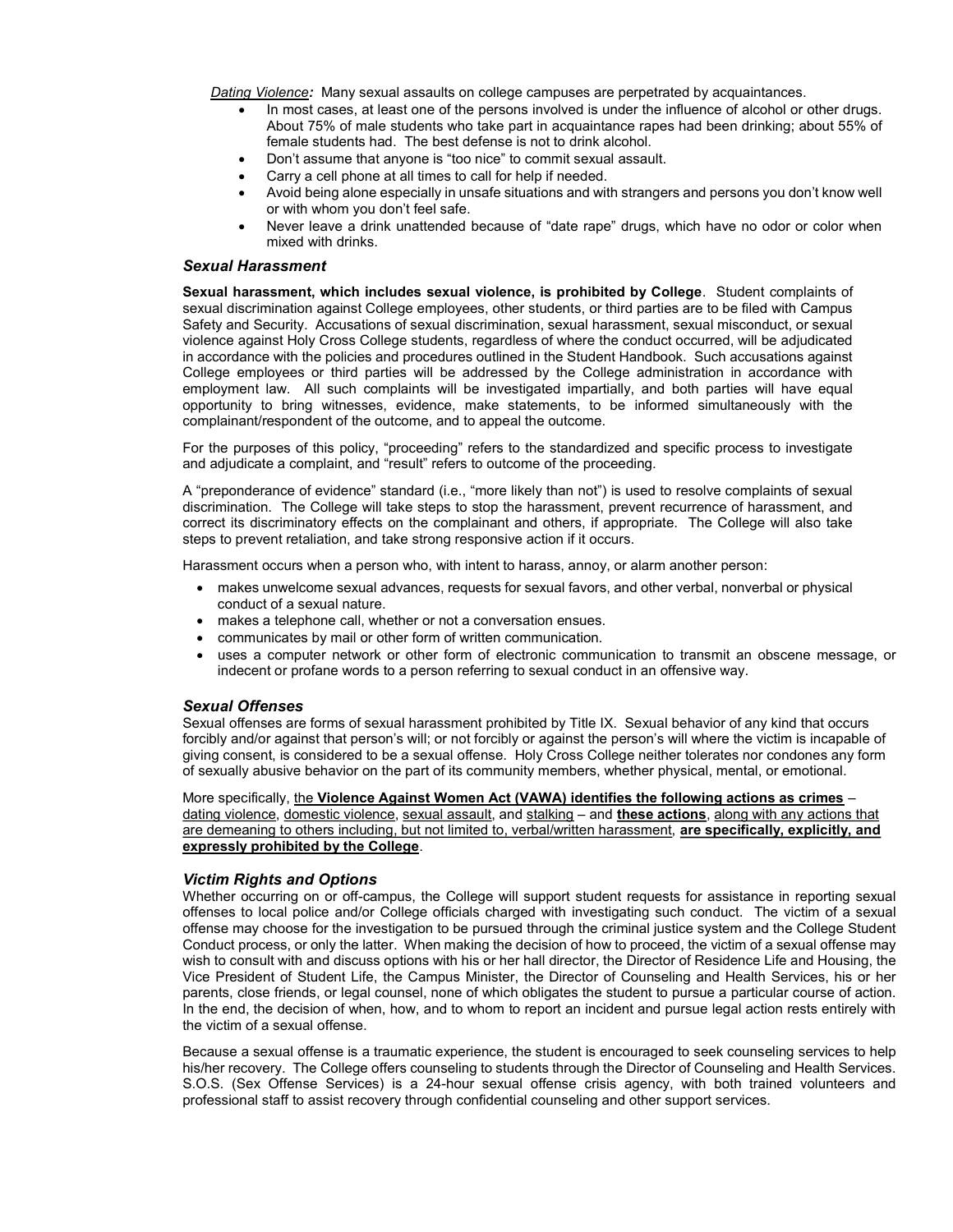*Dating Violence:* Many sexual assaults on college campuses are perpetrated by acquaintances.

- In most cases, at least one of the persons involved is under the influence of alcohol or other drugs. About 75% of male students who take part in acquaintance rapes had been drinking; about 55% of female students had. The best defense is not to drink alcohol.
- Don't assume that anyone is "too nice" to commit sexual assault.
- Carry a cell phone at all times to call for help if needed.
- Avoid being alone especially in unsafe situations and with strangers and persons you don't know well or with whom you don't feel safe.
- Never leave a drink unattended because of "date rape" drugs, which have no odor or color when mixed with drinks.

### *Sexual Harassment*

**Sexual harassment, which includes sexual violence, is prohibited by College**. Student complaints of sexual discrimination against College employees, other students, or third parties are to be filed with Campus Safety and Security. Accusations of sexual discrimination, sexual harassment, sexual misconduct, or sexual violence against Holy Cross College students, regardless of where the conduct occurred, will be adjudicated in accordance with the policies and procedures outlined in the Student Handbook. Such accusations against College employees or third parties will be addressed by the College administration in accordance with employment law. All such complaints will be investigated impartially, and both parties will have equal opportunity to bring witnesses, evidence, make statements, to be informed simultaneously with the complainant/respondent of the outcome, and to appeal the outcome.

For the purposes of this policy, "proceeding" refers to the standardized and specific process to investigate and adjudicate a complaint, and "result" refers to outcome of the proceeding.

A "preponderance of evidence" standard (i.e., "more likely than not") is used to resolve complaints of sexual discrimination. The College will take steps to stop the harassment, prevent recurrence of harassment, and correct its discriminatory effects on the complainant and others, if appropriate. The College will also take steps to prevent retaliation, and take strong responsive action if it occurs.

Harassment occurs when a person who, with intent to harass, annoy, or alarm another person:

- makes unwelcome sexual advances, requests for sexual favors, and other verbal, nonverbal or physical conduct of a sexual nature.
- makes a telephone call, whether or not a conversation ensues.
- communicates by mail or other form of written communication.
- uses a computer network or other form of electronic communication to transmit an obscene message, or indecent or profane words to a person referring to sexual conduct in an offensive way.

### *Sexual Offenses*

Sexual offenses are forms of sexual harassment prohibited by Title IX. Sexual behavior of any kind that occurs forcibly and/or against that person's will; or not forcibly or against the person's will where the victim is incapable of giving consent, is considered to be a sexual offense. Holy Cross College neither tolerates nor condones any form of sexually abusive behavior on the part of its community members, whether physical, mental, or emotional.

More specifically, the **Violence Against Women Act (VAWA) identifies the following actions as crimes** – dating violence, domestic violence, sexual assault, and stalking – and **these actions**, along with any actions that are demeaning to others including, but not limited to, verbal/written harassment, **are specifically, explicitly, and expressly prohibited by the College**.

### *Victim Rights and Options*

Whether occurring on or off-campus, the College will support student requests for assistance in reporting sexual offenses to local police and/or College officials charged with investigating such conduct. The victim of a sexual offense may choose for the investigation to be pursued through the criminal justice system and the College Student Conduct process, or only the latter. When making the decision of how to proceed, the victim of a sexual offense may wish to consult with and discuss options with his or her hall director, the Director of Residence Life and Housing, the Vice President of Student Life, the Campus Minister, the Director of Counseling and Health Services, his or her parents, close friends, or legal counsel, none of which obligates the student to pursue a particular course of action. In the end, the decision of when, how, and to whom to report an incident and pursue legal action rests entirely with the victim of a sexual offense.

Because a sexual offense is a traumatic experience, the student is encouraged to seek counseling services to help his/her recovery. The College offers counseling to students through the Director of Counseling and Health Services. S.O.S. (Sex Offense Services) is a 24-hour sexual offense crisis agency, with both trained volunteers and professional staff to assist recovery through confidential counseling and other support services.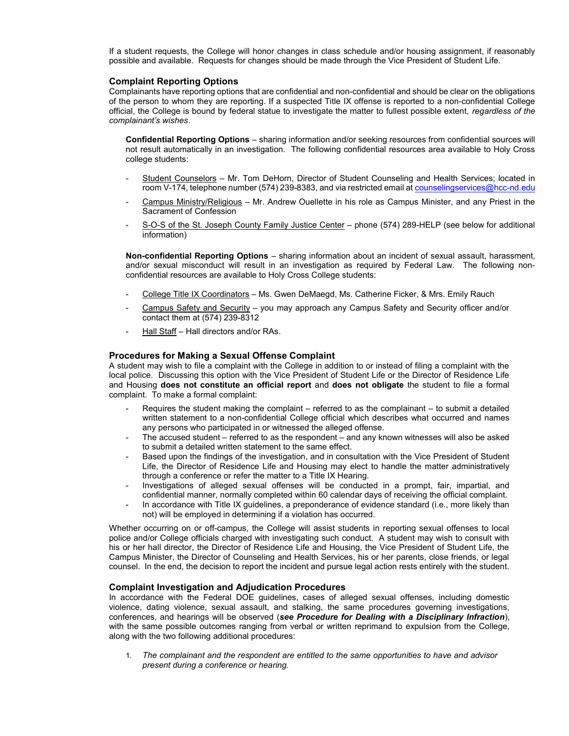If a student requests, the College will honor changes in class schedule and/or housing assignment, if reasonably possible and available. Requests for changes should be made through the Vice President of Student Life.

### Complaint Reporting Options

Complainants have reporting options that are confidential and non-confidential and should be clear on the obligations of the person to whom they are reporting. If a suspected Title IX offense is reported to a non-confidential College official, the College is bound by federal statue to investigate the matter to fullest possible extent, *regardless of the complainant's wishes*.

**Confidential Reporting Options** – sharing information and/or seeking resources from confidential sources will not result automatically in an investigation. The following confidential resources area available to Holy Cross college students:

- Student Counselors – Mr. Tom DeHorn, Director of Student Counseling and Health Services; located in room V-174, telephone number (574) 239-8383, and via restricted email at counselingservices@hcc-nd.edu
- Campus Ministry/Religious – Mr. Andrew Ouellette in his role as Campus Minister, and any Priest in the Sacrament of Confession
- S-O-S of the St. Joseph County Family Justice Center – phone (574) 289-HELP (see below for additional information)

**Non-confidential Reporting Options** – sharing information about an incident of sexual assault, harassment, and/or sexual misconduct will result in an investigation as required by Federal Law. The following non-confidential resources are available to Holy Cross College students:

- College Title IX Coordinators – Ms. Gwen DeMaegd, Ms. Catherine Ficker, & Mrs. Emily Rauch
- Campus Safety and Security – you may approach any Campus Safety and Security officer and/or contact them at (574) 239-8312
- Hall Staff – Hall directors and/or RAs.

### Procedures for Making a Sexual Offense Complaint

A student may wish to file a complaint with the College in addition to or instead of filing a complaint with the local police. Discussing this option with the Vice President of Student Life or the Director of Residence Life and Housing **does not constitute an official report** and **does not obligate** the student to file a formal complaint. To make a formal complaint:

- Requires the student making the complaint – referred to as the complainant – to submit a detailed written statement to a non-confidential College official which describes what occurred and names any persons who participated in or witnessed the alleged offense.
- The accused student – referred to as the respondent – and any known witnesses will also be asked to submit a detailed written statement to the same effect.
- Based upon the findings of the investigation, and in consultation with the Vice President of Student Life, the Director of Residence Life and Housing may elect to handle the matter administratively through a conference or refer the matter to a Title IX Hearing.
- Investigations of alleged sexual offenses will be conducted in a prompt, fair, impartial, and confidential manner, normally completed within 60 calendar days of receiving the official complaint.
- In accordance with Title IX guidelines, a preponderance of evidence standard (i.e., more likely than not) will be employed in determining if a violation has occurred.

Whether occurring on or off-campus, the College will assist students in reporting sexual offenses to local police and/or College officials charged with investigating such conduct. A student may wish to consult with his or her hall director, the Director of Residence Life and Housing, the Vice President of Student Life, the Campus Minister, the Director of Counseling and Health Services, his or her parents, close friends, or legal counsel. In the end, the decision to report the incident and pursue legal action rests entirely with the student.

### Complaint Investigation and Adjudication Procedures

In accordance with the Federal DOE guidelines, cases of alleged sexual offenses, including domestic violence, dating violence, sexual assault, and stalking, the same procedures governing investigations, conferences, and hearings will be observed (***see Procedure for Dealing with a Disciplinary Infraction***), with the same possible outcomes ranging from verbal or written reprimand to expulsion from the College, along with the two following additional procedures:

1. *The complainant and the respondent are entitled to the same opportunities to have and advisor present during a conference or hearing.*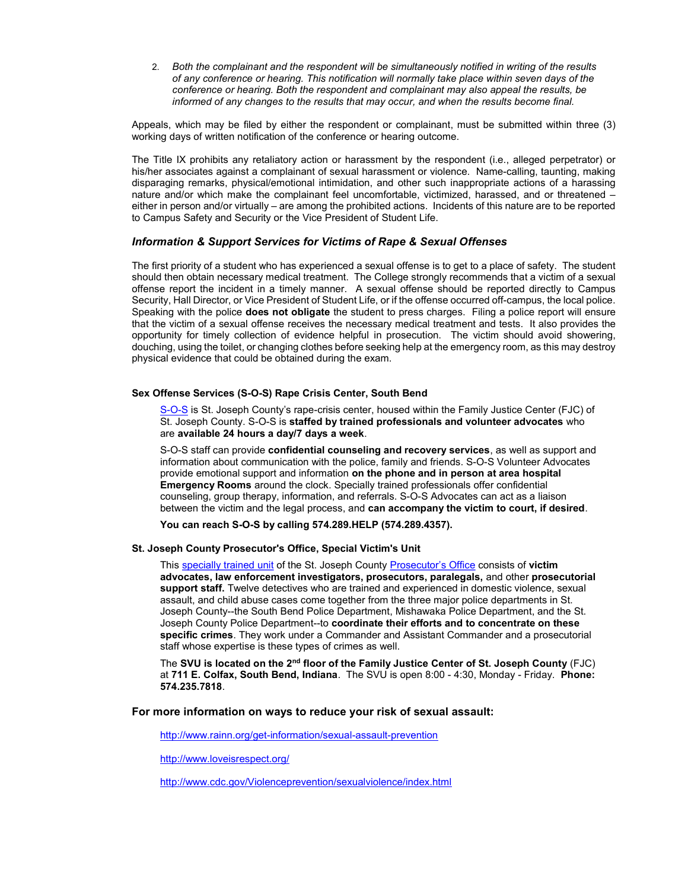2. *Both the complainant and the respondent will be simultaneously notified in writing of the results of any conference or hearing. This notification will normally take place within seven days of the conference or hearing. Both the respondent and complainant may also appeal the results, be informed of any changes to the results that may occur, and when the results become final.*

Appeals, which may be filed by either the respondent or complainant, must be submitted within three (3) working days of written notification of the conference or hearing outcome.

The Title IX prohibits any retaliatory action or harassment by the respondent (i.e., alleged perpetrator) or his/her associates against a complainant of sexual harassment or violence. Name-calling, taunting, making disparaging remarks, physical/emotional intimidation, and other such inappropriate actions of a harassing nature and/or which make the complainant feel uncomfortable, victimized, harassed, and or threatened – either in person and/or virtually – are among the prohibited actions. Incidents of this nature are to be reported to Campus Safety and Security or the Vice President of Student Life.

### *Information & Support Services for Victims of Rape & Sexual Offenses*

The first priority of a student who has experienced a sexual offense is to get to a place of safety. The student should then obtain necessary medical treatment. The College strongly recommends that a victim of a sexual offense report the incident in a timely manner. A sexual offense should be reported directly to Campus Security, Hall Director, or Vice President of Student Life, or if the offense occurred off-campus, the local police. Speaking with the police **does not obligate** the student to press charges. Filing a police report will ensure that the victim of a sexual offense receives the necessary medical treatment and tests. It also provides the opportunity for timely collection of evidence helpful in prosecution. The victim should avoid showering, douching, using the toilet, or changing clothes before seeking help at the emergency room, as this may destroy physical evidence that could be obtained during the exam.

**Sex Offense Services (S-O-S) Rape Crisis Center, South Bend**

S-O-S is St. Joseph County's rape-crisis center, housed within the Family Justice Center (FJC) of St. Joseph County. S-O-S is **staffed by trained professionals and volunteer advocates** who are **available 24 hours a day/7 days a week**.

S-O-S staff can provide **confidential counseling and recovery services**, as well as support and information about communication with the police, family and friends. S-O-S Volunteer Advocates provide emotional support and information **on the phone and in person at area hospital Emergency Rooms** around the clock. Specially trained professionals offer confidential counseling, group therapy, information, and referrals. S-O-S Advocates can act as a liaison between the victim and the legal process, and **can accompany the victim to court, if desired**.

**You can reach S-O-S by calling 574.289.HELP (574.289.4357).**

**St. Joseph County Prosecutor's Office, Special Victim's Unit**

This specially trained unit of the St. Joseph County Prosecutor's Office consists of **victim advocates, law enforcement investigators, prosecutors, paralegals,** and other **prosecutorial support staff.** Twelve detectives who are trained and experienced in domestic violence, sexual assault, and child abuse cases come together from the three major police departments in St. Joseph County--the South Bend Police Department, Mishawaka Police Department, and the St. Joseph County Police Department--to **coordinate their efforts and to concentrate on these specific crimes**. They work under a Commander and Assistant Commander and a prosecutorial staff whose expertise is these types of crimes as well.

The **SVU is located on the 2nd floor of the Family Justice Center of St. Joseph County** (FJC) at **711 E. Colfax, South Bend, Indiana**. The SVU is open 8:00 - 4:30, Monday - Friday. **Phone: 574.235.7818**.

**For more information on ways to reduce your risk of sexual assault:**

http://www.rainn.org/get-information/sexual-assault-prevention

http://www.loveisrespect.org/

http://www.cdc.gov/Violenceprevention/sexualviolence/index.html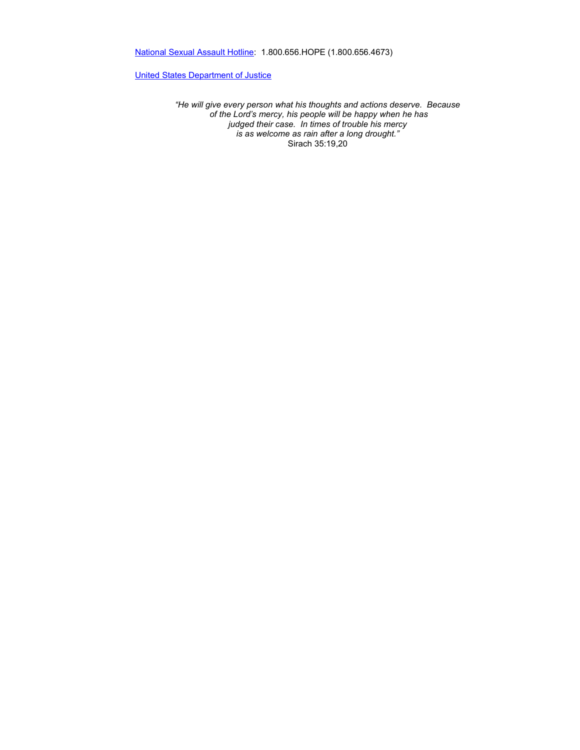National Sexual Assault Hotline:  1.800.656.HOPE (1.800.656.4673)

United States Department of Justice

*"He will give every person what his thoughts and actions deserve.  Because of the Lord's mercy, his people will be happy when he has judged their case.  In times of trouble his mercy is as welcome as rain after a long drought."*  
Sirach 35:19,20